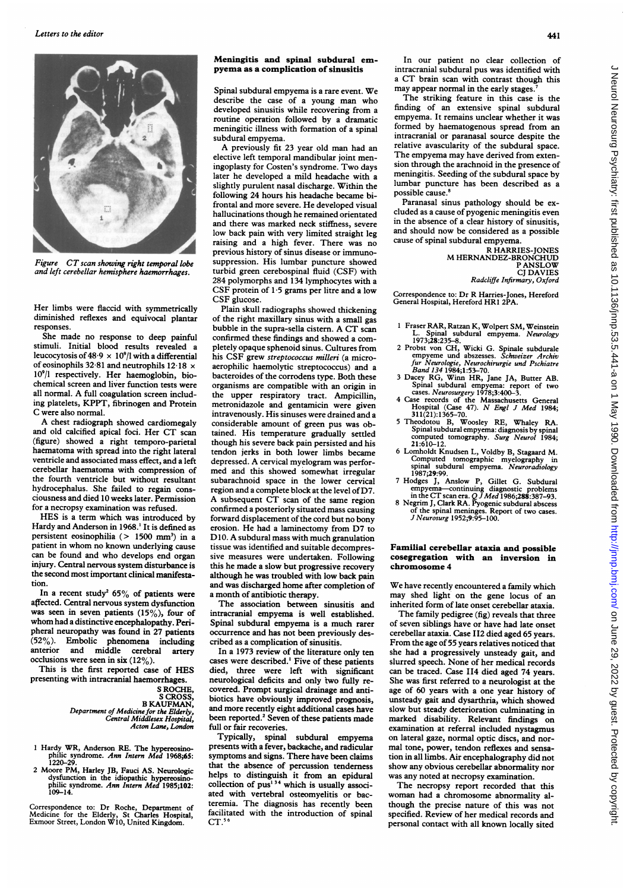*Figure CT scan showing right temporal lobe and left cerebellar hemisphere haemorrhages.*

Her limbs were flaccid with symmetrically diminished reflexes and equivocal plantar responses.

She made no response to deep painful stimuli. Initial blood results revealed a leucocytosis of $48 \cdot 9 \times 10^9$/l with a differential of eosinophils 32·81 and neutrophils $12 \cdot 18 \times 10^9$/l respectively. Her haemoglobin, biochemical screen and liver function tests were all normal. A full coagulation screen including platelets, KPPT, fibrinogen and Protein C were also normal.

A chest radiograph showed cardiomegaly and old calcified apical foci. Her CT scan (figure) showed a right temporo-parietal haematoma with spread into the right lateral ventricle and associated mass effect, and a left cerebellar haematoma with compression of the fourth ventricle but without resultant hydrocephalus. She failed to regain consciousness and died 10 weeks later. Permission for a necropsy examination was refused.

HES is a term which was introduced by Hardy and Anderson in 1968.[1] It is defined as persistent eosinophilia (> 1500 mm³) in a patient in whom no known underlying cause can be found and who develops end organ injury. Central nervous system disturbance is the second most important clinical manifestation.

In a recent study[2] 65% of patients were affected. Central nervous system dysfunction was seen in seven patients (15%), four of whom had a distinctive encephalopathy. Peripheral neuropathy was found in 27 patients (52%). Embolic phenomena including anterior and middle cerebral artery occlusions were seen in six (12%).

This is the first reported case of HES presenting with intracranial haemorrhages.

S ROCHE,
S CROSS,
B KAUFMAN,
*Department of Medicine for the Elderly, Central Middlesex Hospital, Acton Lane, London*

1 Hardy WR, Anderson RE. The hypereosinophilic syndrome. *Ann Intern Med* 1968;65:1220–29.
2 Moore PM, Harley JB, Fauci AS. Neurologic dysfunction in the idiopathic hypereosinophilic syndrome. *Ann Intern Med* 1985;102:109–14.

Correspondence to: Dr Roche, Department of Medicine for the Elderly, St Charles Hospital, Exmoor Street, London W10, United Kingdom.

## Meningitis and spinal subdural empyema as a complication of sinusitis

Spinal subdural empyema is a rare event. We describe the case of a young man who developed sinusitis while recovering from a routine operation followed by a dramatic meningitic illness with formation of a spinal subdural empyema.

A previously fit 23 year old man had an elective left temporal mandibular joint meningoplasty for Costen's syndrome. Two days later he developed a mild headache with a slightly purulent nasal discharge. Within the following 24 hours his headache became bifrontal and more severe. He developed visual hallucinations though he remained orientated and there was marked neck stiffness, severe low back pain with very limited straight leg raising and a high fever. There was no previous history of sinus disease or immunosuppression. His lumbar puncture showed turbid green cerebrospinal fluid (CSF) with 284 polymorphs and 134 lymphocytes with a CSF protein of 1·5 grams per litre and a low CSF glucose.

Plain skull radiographs showed thickening of the right maxillary sinus with a small gas bubble in the supra-sella cistern. A CT scan confirmed these findings and showed a completely opaque sphenoid sinus. Cultures from his CSF grew *streptococcus milleri* (a microaerophilic haemolytic streptococcus) and a bacteroides of the corrodens type. Both these organisms are compatible with an origin in the upper respiratory tract. Ampicillin, metronidazole and gentamicin were given intravenously. His sinuses were drained and a considerable amount of green pus was obtained. His temperature gradually settled though his severe back pain persisted and his tendon jerks in both lower limbs became depressed. A cervical myelogram was performed and this showed somewhat irregular subarachnoid space in the lower cervical region and a complete block at the level of D7. A subsequent CT scan of the same region confirmed a posteriorly situated mass causing forward displacement of the cord but no bony erosion. He had a laminectomy from D7 to D10. A subdural mass with much granulation tissue was identified and suitable decompressive measures were undertaken. Following this he made a slow but progressive recovery although he was troubled with low back pain and was discharged home after completion of a month of antibiotic therapy.

The association between sinusitis and intracranial empyema is well established. Spinal subdural empyema is a much rarer occurrence and has not been previously described as a complication of sinusitis.

In a 1973 review of the literature only ten cases were described.[1] Five of these patients died, three were left with significant neurological deficits and only two fully recovered. Prompt surgical drainage and antibiotics have obviously improved prognosis, and more recently eight additional cases have been reported.[2] Seven of these patients made full or fair recoveries.

Typically, spinal subdural empyema presents with a fever, backache, and radicular symptoms and signs. There have been claims that the absence of percussion tenderness helps to distinguish it from an epidural collection of pus[1,3,4] which is usually associated with vertebral osteomyelitis or bacteremia. The diagnosis has recently been facilitated with the introduction of spinal CT.[5,6]

In our patient no clear collection of intracranial subdural pus was identified with a CT brain scan with contrast though this may appear normal in the early stages.[7]

The striking feature in this case is the finding of an extensive spinal subdural empyema. It remains unclear whether it was formed by haematogenous spread from an intracranial or paranasal source despite the relative avascularity of the subdural space. The empyema may have derived from extension through the arachnoid in the presence of meningitis. Seeding of the subdural space by lumbar puncture has been described as a possible cause.[8]

Paranasal sinus pathology should be excluded as a cause of pyogenic meningitis even in the absence of a clear history of sinusitis, and should now be considered as a possible cause of spinal subdural empyema.

R HARRIES-JONES
M HERNANDEZ-BRONCHUD
P ANSLOW
CJ DAVIES
*Radcliffe Infirmary, Oxford*

Correspondence to: Dr R Harries-Jones, Hereford General Hospital, Hereford HR1 2PA.

1 Fraser RAR, Ratzan K, Wolpert SM, Weinstein L. Spinal subdural empyema. *Neurology* 1973;28:235–8.
2 Probst von CH, Wicki G. Spinale subdurale empyeme und abszesses. *Schweizer Archiv fur Neurologie, Neurochirurgie und Pschiatre Band 134* 1984;1:53–70.
3 Dacey RG, Winn HR, Jane JA, Butter AB. Spinal subdural empyema: report of two cases. *Neurosurgery* 1978;3:400–3.
4 Case records of the Massachusetts General Hospital (Case 47). *N Engl J Med* 1984; 311(21):1365–70.
5 Theodotou B, Woosley RE, Whaley RA. Spinal subdural empyema: diagnosis by spinal computed tomography. *Surg Neurol* 1984; 21:610–12.
6 Lomholdt Knudsen L, Voldby B, Stagaard M. Computed tomographic myelography in spinal subdural empyema. *Neuroradiology* 1987;29:99.
7 Hodges J, Anslow P, Gillet G. Subdural empyema—continuing diagnostic problems in the CT scan era. *Q J Med* 1986;288:387–93.
8 Negrim J, Clark RA. Pyogenic subdural abscess of the spinal meninges. Report of two cases. *J Neurosurg* 1952;9:95–100.

## Familial cerebellar ataxia and possible cosegregation with an inversion in chromosome 4

We have recently encountered a family which may shed light on the gene locus of an inherited form of late onset cerebellar ataxia.

The family pedigree (fig) reveals that three of seven siblings have or have had late onset cerebellar ataxia. Case II2 died aged 65 years. From the age of 55 years relatives noticed that she had a progressively unsteady gait, and slurred speech. None of her medical records can be traced. Case II4 died aged 74 years. She was first referred to a neurologist at the age of 60 years with a one year history of unsteady gait and dysarthria, which showed slow but steady deterioration culminating in marked disability. Relevant findings on examination at referral included nystagmus on lateral gaze, normal optic discs, and normal tone, power, tendon reflexes and sensation in all limbs. Air encephalography did not show any obvious cerebellar abnormality nor was any noted at necropsy examination.

The necropsy report recorded that this woman had a chromosome abnormality although the precise nature of this was not specified. Review of her medical records and personal contact with all known locally sited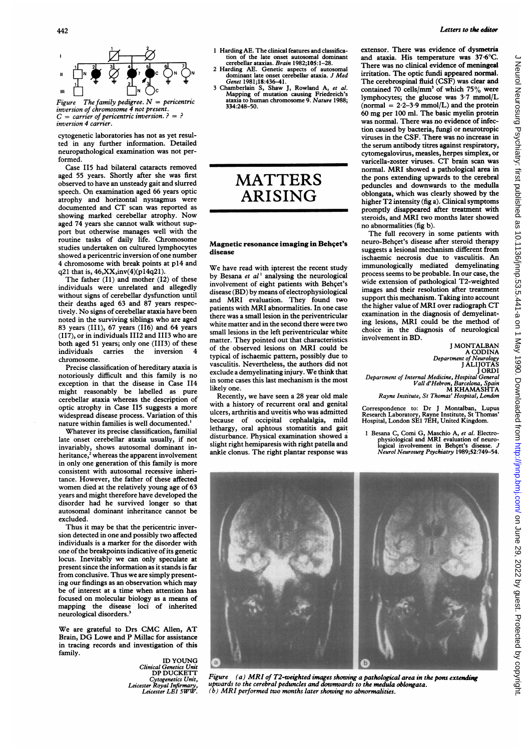I

II

III

*Figure The family pedigree. N = pericentric inversion of chromosome 4 not present. C = carrier of pericentric inversion. ? = ? inversion 4 carrier.*

cytogenetic laboratories has not as yet resulted in any further information. Detailed neuropathological examination was not performed.

Case II5 had bilateral cataracts removed aged 55 years. Shortly after she was first observed to have an unsteady gait and slurred speech. On examination aged 66 years optic atrophy and horizontal nystagmus were documented and CT scan was reported as showing marked cerebellar atrophy. Now aged 74 years she cannot walk without support but otherwise manages well with the routine tasks of daily life. Chromosome studies undertaken on cultured lymphocytes showed a pericentric inversion of one number 4 chromosome with break points at p14 and q21 that is, 46,XX,inv(4)(p14q21).

The father (I1) and mother (I2) of these individuals were unrelated and allegedly without signs of cerebellar dysfunction until their deaths aged 63 and 87 years respectively. No signs of cerebellar ataxia have been noted in the surviving siblings who are aged 83 years (II1), 67 years (II6) and 64 years (II7), or in individuals III2 and III3 who are both aged 51 years; only one (III3) of these individuals carries the inversion 4 chromosome.

Precise classification of hereditary ataxia is notoriously difficult and this family is no exception in that the disease in Case II4 might reasonably be labelled as pure cerebellar ataxia whereas the description of optic atrophy in Case II5 suggests a more widespread disease process. Variation of this nature within families is well documented.[1]

Whatever its precise classification, familial late onset cerebellar ataxia usually, if not invariably, shows autosomal dominant inheritance,[2] whereas the apparent involvement in only one generation of this family is more consistent with autosomal recessive inheritance. However, the father of these affected women died at the relatively young age of 63 years and might therefore have developed the disorder had he survived longer so that autosomal dominant inheritance cannot be excluded.

Thus it may be that the pericentric inversion detected in one and possibly two affected individuals is a marker for the disorder with one of the breakpoints indicative of its genetic locus. Inevitably we can only speculate at present since the information as it stands is far from conclusive. Thus we are simply presenting our findings as an observation which may be of interest at a time when attention has focused on molecular biology as a means of mapping the disease loci of inherited neurological disorders.[3]

We are grateful to Drs CMC Allen, AT Brain, DG Lowe and P Millac for assistance in tracing records and investigation of this family.

ID YOUNG
*Clinical Genetics Unit*
DP DUCKETT
*Cytogenetics Unit, Leicester Royal Infirmary, Leicester LE1 5WW.*

1 Harding AE. The clinical features and classification of the late onset autosomal dominant cerebellar ataxias. *Brain* 1982;**105**:1–28.
2 Harding AE. Genetic aspects of autosomal dominant late onset cerebellar ataxia. *J Med Genet* 1981;**18**:436–41.
3 Chamberlain S, Shaw J, Rowland A, *et al*. Mapping of mutation causing Friedreich's ataxia to human chromosome 9. *Nature* 1988; **334**:248–50.

# MATTERS ARISING

## Magnetic resonance imaging in Behçet's disease

We have read with interest the recent study by Besana *et al*[1] analysing the neurological involvement of eight patients with Behçet's disease (BD) by means of electrophysiological and MRI evaluation. They found two patients with MRI abnormalities. In one case there was a small lesion in the periventricular white matter and in the second there were two small lesions in the left periventricular white matter. They pointed out that characteristics of the observed lesions on MRI could be typical of ischaemic pattern, possibly due to vasculitis. Nevertheless, the authors did not exclude a demyelinating injury. We think that in some cases this last mechanism is the most likely one.

Recently, we have seen a 28 year old male with a history of recurrent oral and genital ulcers, arthritis and uveitis who was admitted because of occipital cephalalgia, mild lethargy, oral aphtous stomatitis and gait disturbance. Physical examination showed a slight right hemiparesis with right patella and ankle clonus. The right plantar response was extensor. There was evidence of dysmetria and ataxia. His temperature was 37·6°C. There was no clinical evidence of meningeal irritation. The optic fundi appeared normal. The cerebrospinal fluid (CSF) was clear and contained 70 cells/mm$^3$ of which 75% were lymphocytes; the glucose was 3·7 mmol/L (normal = 2·2–3·9 mmol/L) and the protein 60 mg per 100 ml. The basic myelin protein was normal. There was no evidence of infection caused by bacteria, fungi or neurotropic viruses in the CSF. There was no increase in the serum antibody titres against respiratory, cytomegalovirus, measles, herpes simplex, or varicella-zoster viruses. CT brain scan was normal. MRI showed a pathological area in the pons extending upwards to the cerebral peduncles and downwards to the medulla oblongata, which was clearly showed by the higher T2 intensity (fig a). Clinical symptoms promptly disappeared after treatment with steroids, and MRI two months later showed no abnormalities (fig b).

The full recovery in some patients with neuro-Behçet's disease after steroid therapy suggests a lesional mechanism different from ischaemic necrosis due to vasculitis. An immunologically mediated demyelinating process seems to be probable. In our case, the wide extension of pathological T2-weighted images and their resolution after treatment support this mechanism. Taking into account the higher value of MRI over radiograph CT examination in the diagnosis of demyelinating lesions, MRI could be the method of choice in the diagnosis of neurological involvement in BD.

J MONTALBAN
A CODINA
*Department of Neurology*
J ALIJOTAS
J ORDI
*Department of Internal Medicine, Hospital General Vall d'Hebron, Barcelona, Spain*
M KHAMASHTA
*Rayne Institute, St Thomas' Hospital, London*

Correspondence to: Dr J Montalban, Lupus Research Laboratory, Rayne Institute, St Thomas' Hospital, London SE1 7EH, United Kingdom.

1 Besana C, Comi G, Maschio A, *et al*. Electrophysiological and MRI evaluation of neurological involvement in Behçet's disease. *J Neurol Neurosurg Psychiatry* 1989;**52**:749–54.

*Figure (a) MRI of T2-weighted images showing a pathological area in the pons extending upwards to the cerebral peduncles and downwards to the medula oblongata. (b) MRI performed two months later showing no abnormalities.*